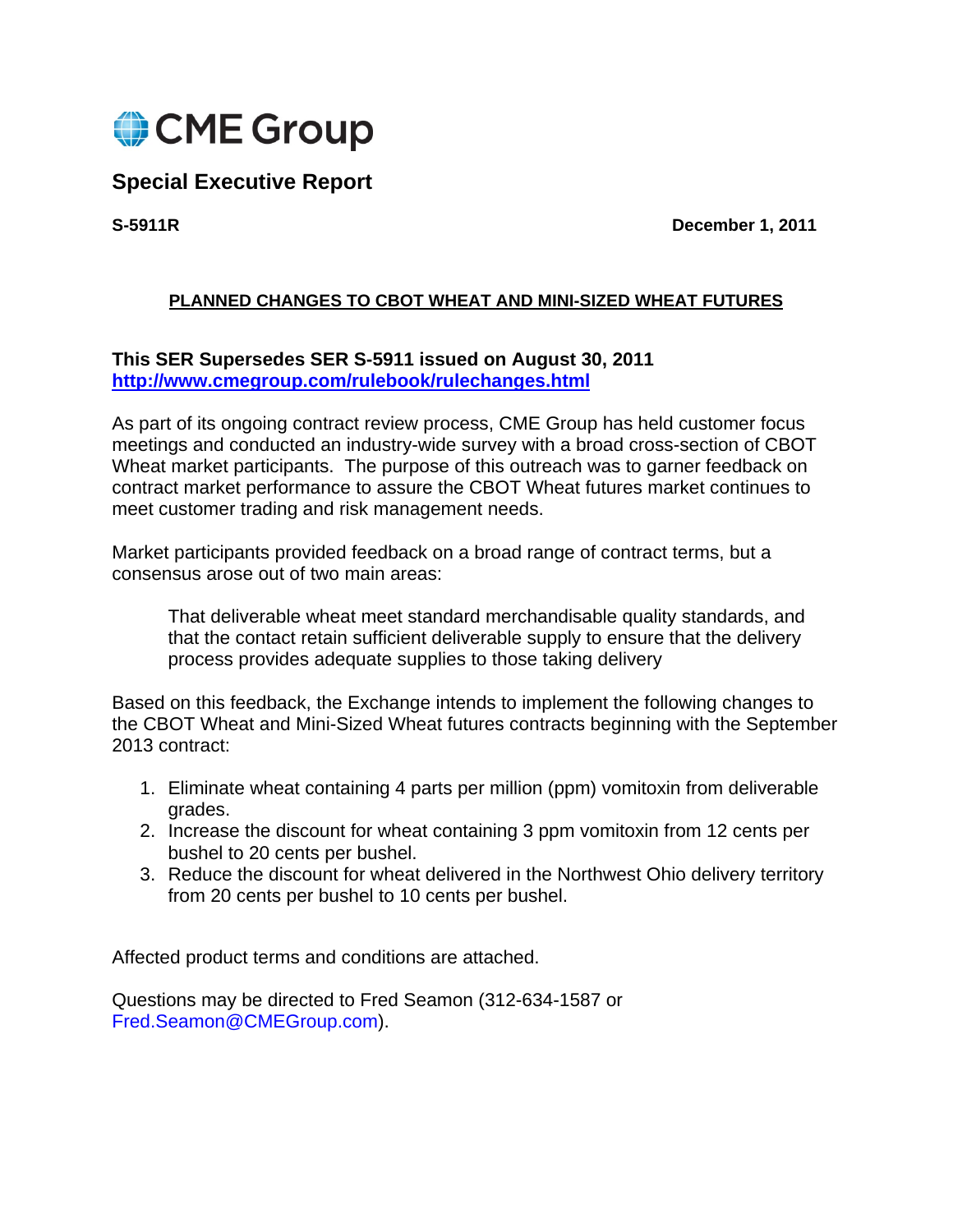CME Group

# Special Executive Report

**S-5911R** **December 1, 2011**

## PLANNED CHANGES TO CBOT WHEAT AND MINI-SIZED WHEAT FUTURES

**This SER Supersedes SER S-5911 issued on August 30, 2011**
**http://www.cmegroup.com/rulebook/rulechanges.html**

As part of its ongoing contract review process, CME Group has held customer focus meetings and conducted an industry-wide survey with a broad cross-section of CBOT Wheat market participants. The purpose of this outreach was to garner feedback on contract market performance to assure the CBOT Wheat futures market continues to meet customer trading and risk management needs.

Market participants provided feedback on a broad range of contract terms, but a consensus arose out of two main areas:

> That deliverable wheat meet standard merchandisable quality standards, and that the contact retain sufficient deliverable supply to ensure that the delivery process provides adequate supplies to those taking delivery

Based on this feedback, the Exchange intends to implement the following changes to the CBOT Wheat and Mini-Sized Wheat futures contracts beginning with the September 2013 contract:

1. Eliminate wheat containing 4 parts per million (ppm) vomitoxin from deliverable grades.
2. Increase the discount for wheat containing 3 ppm vomitoxin from 12 cents per bushel to 20 cents per bushel.
3. Reduce the discount for wheat delivered in the Northwest Ohio delivery territory from 20 cents per bushel to 10 cents per bushel.

Affected product terms and conditions are attached.

Questions may be directed to Fred Seamon (312-634-1587 or Fred.Seamon@CMEGroup.com).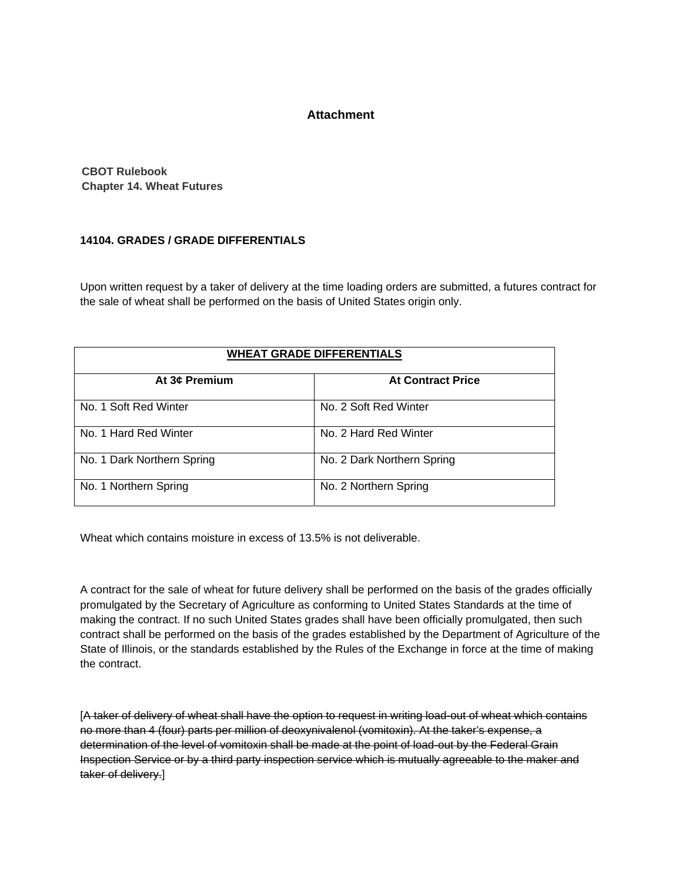## Attachment

**CBOT Rulebook**
**Chapter 14. Wheat Futures**

### 14104. GRADES / GRADE DIFFERENTIALS

Upon written request by a taker of delivery at the time loading orders are submitted, a futures contract for the sale of wheat shall be performed on the basis of United States origin only.

| **WHEAT GRADE DIFFERENTIALS** | |
|---|---|
| **At 3¢ Premium** | **At Contract Price** |
| No. 1 Soft Red Winter | No. 2 Soft Red Winter |
| No. 1 Hard Red Winter | No. 2 Hard Red Winter |
| No. 1 Dark Northern Spring | No. 2 Dark Northern Spring |
| No. 1 Northern Spring | No. 2 Northern Spring |

Wheat which contains moisture in excess of 13.5% is not deliverable.

A contract for the sale of wheat for future delivery shall be performed on the basis of the grades officially promulgated by the Secretary of Agriculture as conforming to United States Standards at the time of making the contract. If no such United States grades shall have been officially promulgated, then such contract shall be performed on the basis of the grades established by the Department of Agriculture of the State of Illinois, or the standards established by the Rules of the Exchange in force at the time of making the contract.

[~~A taker of delivery of wheat shall have the option to request in writing load-out of wheat which contains no more than 4 (four) parts per million of deoxynivalenol (vomitoxin). At the taker's expense, a determination of the level of vomitoxin shall be made at the point of load-out by the Federal Grain Inspection Service or by a third party inspection service which is mutually agreeable to the maker and taker of delivery.~~]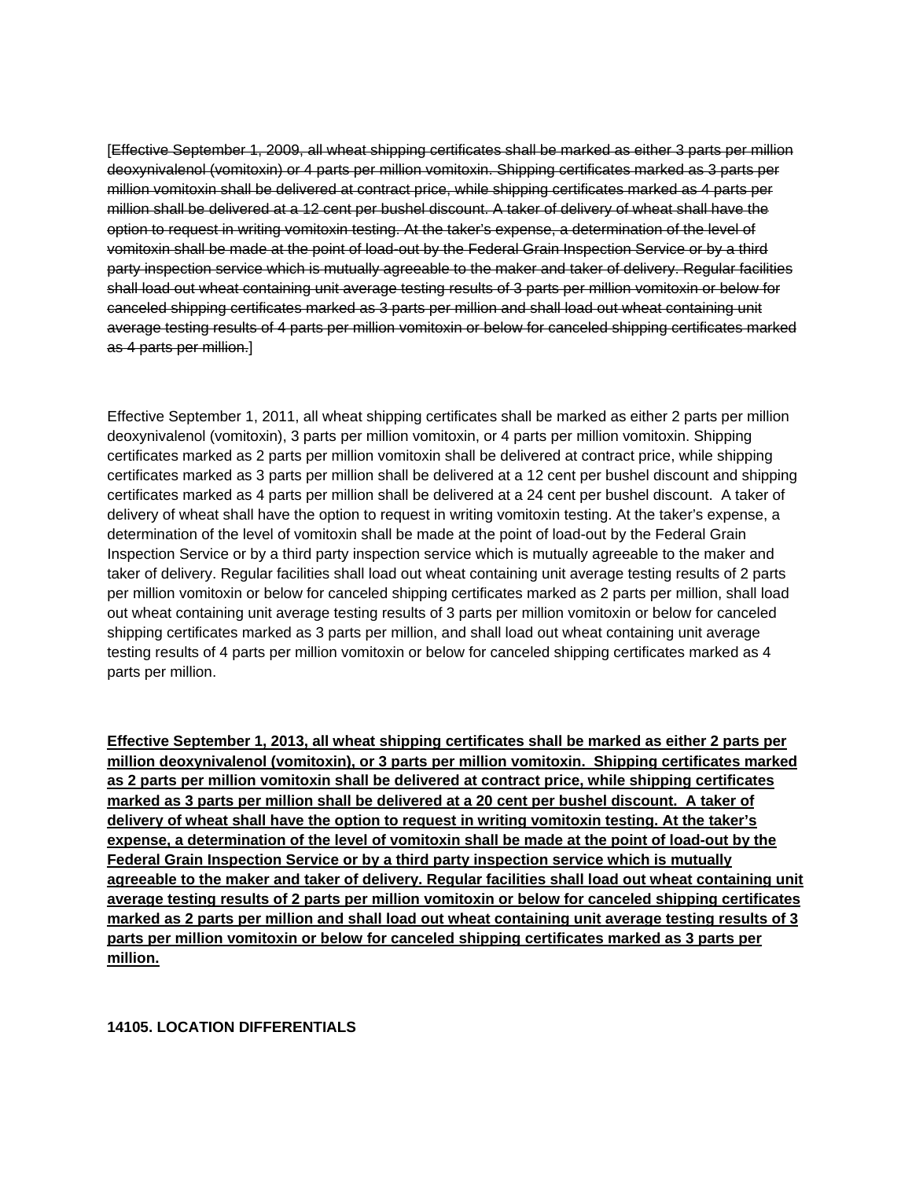[~~Effective September 1, 2009, all wheat shipping certificates shall be marked as either 3 parts per million deoxynivalenol (vomitoxin) or 4 parts per million vomitoxin. Shipping certificates marked as 3 parts per million vomitoxin shall be delivered at contract price, while shipping certificates marked as 4 parts per million shall be delivered at a 12 cent per bushel discount. A taker of delivery of wheat shall have the option to request in writing vomitoxin testing. At the taker's expense, a determination of the level of vomitoxin shall be made at the point of load-out by the Federal Grain Inspection Service or by a third party inspection service which is mutually agreeable to the maker and taker of delivery. Regular facilities shall load out wheat containing unit average testing results of 3 parts per million vomitoxin or below for canceled shipping certificates marked as 3 parts per million and shall load out wheat containing unit average testing results of 4 parts per million vomitoxin or below for canceled shipping certificates marked as 4 parts per million.~~]

Effective September 1, 2011, all wheat shipping certificates shall be marked as either 2 parts per million deoxynivalenol (vomitoxin), 3 parts per million vomitoxin, or 4 parts per million vomitoxin. Shipping certificates marked as 2 parts per million vomitoxin shall be delivered at contract price, while shipping certificates marked as 3 parts per million shall be delivered at a 12 cent per bushel discount and shipping certificates marked as 4 parts per million shall be delivered at a 24 cent per bushel discount. A taker of delivery of wheat shall have the option to request in writing vomitoxin testing. At the taker's expense, a determination of the level of vomitoxin shall be made at the point of load-out by the Federal Grain Inspection Service or by a third party inspection service which is mutually agreeable to the maker and taker of delivery. Regular facilities shall load out wheat containing unit average testing results of 2 parts per million vomitoxin or below for canceled shipping certificates marked as 2 parts per million, shall load out wheat containing unit average testing results of 3 parts per million vomitoxin or below for canceled shipping certificates marked as 3 parts per million, and shall load out wheat containing unit average testing results of 4 parts per million vomitoxin or below for canceled shipping certificates marked as 4 parts per million.

<u>**Effective September 1, 2013, all wheat shipping certificates shall be marked as either 2 parts per million deoxynivalenol (vomitoxin), or 3 parts per million vomitoxin. Shipping certificates marked as 2 parts per million vomitoxin shall be delivered at contract price, while shipping certificates marked as 3 parts per million shall be delivered at a 20 cent per bushel discount. A taker of delivery of wheat shall have the option to request in writing vomitoxin testing. At the taker's expense, a determination of the level of vomitoxin shall be made at the point of load-out by the Federal Grain Inspection Service or by a third party inspection service which is mutually agreeable to the maker and taker of delivery. Regular facilities shall load out wheat containing unit average testing results of 2 parts per million vomitoxin or below for canceled shipping certificates marked as 2 parts per million and shall load out wheat containing unit average testing results of 3 parts per million vomitoxin or below for canceled shipping certificates marked as 3 parts per million.**</u>

**14105. LOCATION DIFFERENTIALS**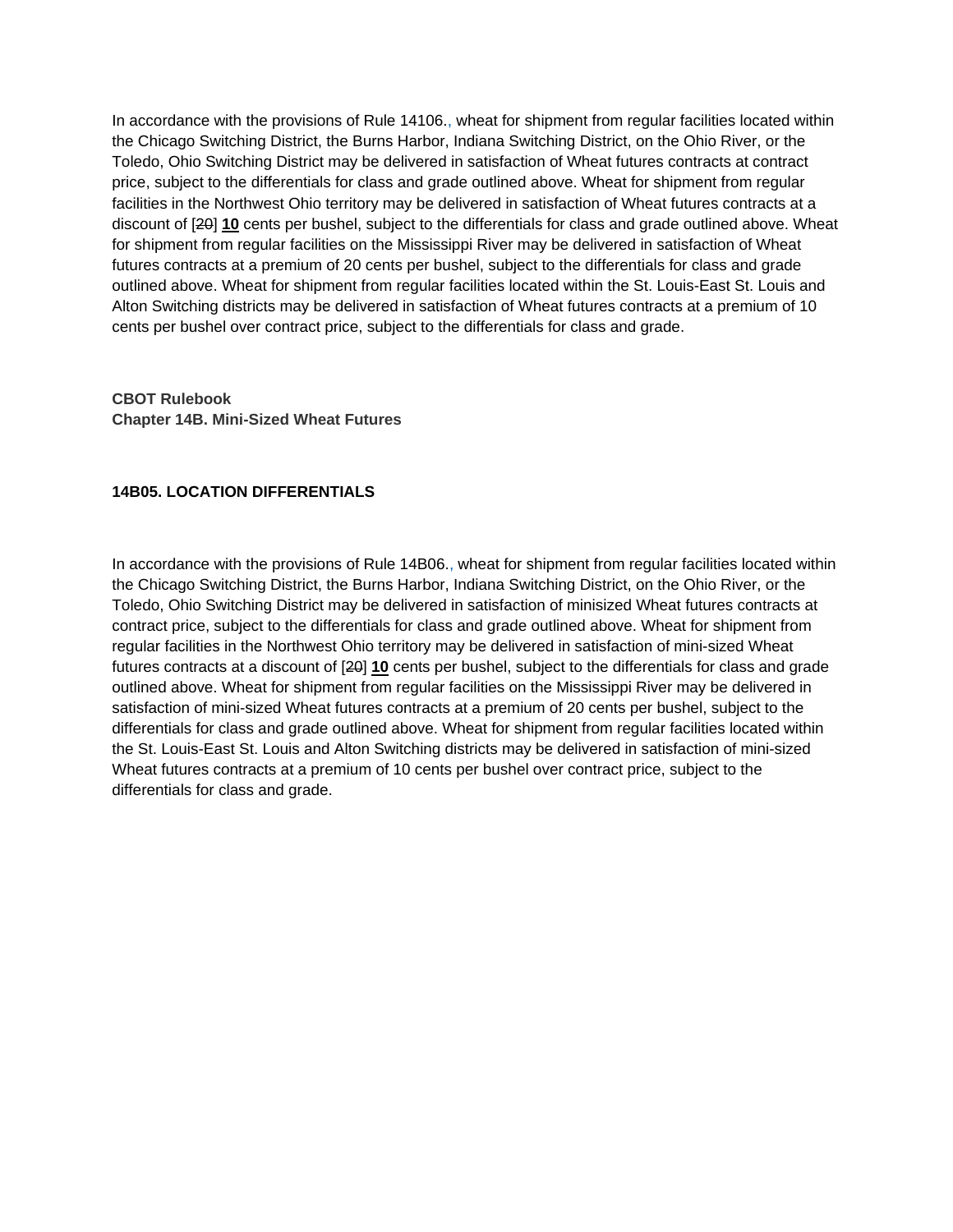In accordance with the provisions of Rule 14106., wheat for shipment from regular facilities located within the Chicago Switching District, the Burns Harbor, Indiana Switching District, on the Ohio River, or the Toledo, Ohio Switching District may be delivered in satisfaction of Wheat futures contracts at contract price, subject to the differentials for class and grade outlined above. Wheat for shipment from regular facilities in the Northwest Ohio territory may be delivered in satisfaction of Wheat futures contracts at a discount of [~~20~~] **10** cents per bushel, subject to the differentials for class and grade outlined above. Wheat for shipment from regular facilities on the Mississippi River may be delivered in satisfaction of Wheat futures contracts at a premium of 20 cents per bushel, subject to the differentials for class and grade outlined above. Wheat for shipment from regular facilities located within the St. Louis-East St. Louis and Alton Switching districts may be delivered in satisfaction of Wheat futures contracts at a premium of 10 cents per bushel over contract price, subject to the differentials for class and grade.

**CBOT Rulebook**
**Chapter 14B. Mini-Sized Wheat Futures**

### 14B05. LOCATION DIFFERENTIALS

In accordance with the provisions of Rule 14B06., wheat for shipment from regular facilities located within the Chicago Switching District, the Burns Harbor, Indiana Switching District, on the Ohio River, or the Toledo, Ohio Switching District may be delivered in satisfaction of minisized Wheat futures contracts at contract price, subject to the differentials for class and grade outlined above. Wheat for shipment from regular facilities in the Northwest Ohio territory may be delivered in satisfaction of mini-sized Wheat futures contracts at a discount of [~~20~~] **10** cents per bushel, subject to the differentials for class and grade outlined above. Wheat for shipment from regular facilities on the Mississippi River may be delivered in satisfaction of mini-sized Wheat futures contracts at a premium of 20 cents per bushel, subject to the differentials for class and grade outlined above. Wheat for shipment from regular facilities located within the St. Louis-East St. Louis and Alton Switching districts may be delivered in satisfaction of mini-sized Wheat futures contracts at a premium of 10 cents per bushel over contract price, subject to the differentials for class and grade.